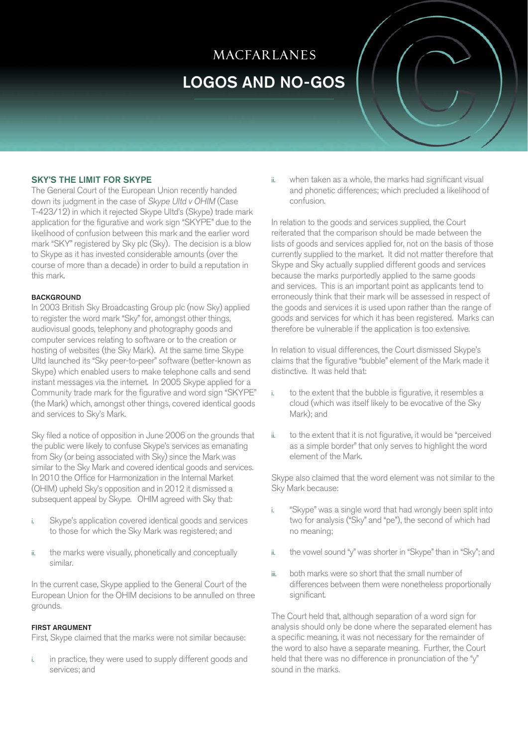MACFARLANES

# LOGOS AND NO-GOS

## SKY'S THE LIMIT FOR SKYPE

The General Court of the European Union recently handed down its judgment in the case of *Skype Ultd v OHIM* (Case T-423/12) in which it rejected Skype Ultd's (Skype) trade mark application for the figurative and work sign "SKYPE" due to the likelihood of confusion between this mark and the earlier word mark "SKY" registered by Sky plc (Sky). The decision is a blow to Skype as it has invested considerable amounts (over the course of more than a decade) in order to build a reputation in this mark.

### BACKGROUND

In 2003 British Sky Broadcasting Group plc (now Sky) applied to register the word mark "Sky" for, amongst other things, audiovisual goods, telephony and photography goods and computer services relating to software or to the creation or hosting of websites (the Sky Mark). At the same time Skype Ultd launched its "Sky peer-to-peer" software (better-known as Skype) which enabled users to make telephone calls and send instant messages via the internet. In 2005 Skype applied for a Community trade mark for the figurative and word sign "SKYPE" (the Mark) which, amongst other things, covered identical goods and services to Sky's Mark.

Sky filed a notice of opposition in June 2006 on the grounds that the public were likely to confuse Skype's services as emanating from Sky (or being associated with Sky) since the Mark was similar to the Sky Mark and covered identical goods and services. In 2010 the Office for Harmonization in the Internal Market (OHIM) upheld Sky's opposition and in 2012 it dismissed a subsequent appeal by Skype. OHIM agreed with Sky that:

i. Skype's application covered identical goods and services to those for which the Sky Mark was registered; and

ii. the marks were visually, phonetically and conceptually similar.

In the current case, Skype applied to the General Court of the European Union for the OHIM decisions to be annulled on three grounds.

### FIRST ARGUMENT

First, Skype claimed that the marks were not similar because:

i. in practice, they were used to supply different goods and services; and

ii. when taken as a whole, the marks had significant visual and phonetic differences; which precluded a likelihood of confusion.

In relation to the goods and services supplied, the Court reiterated that the comparison should be made between the lists of goods and services applied for, not on the basis of those currently supplied to the market. It did not matter therefore that Skype and Sky actually supplied different goods and services because the marks purportedly applied to the same goods and services. This is an important point as applicants tend to erroneously think that their mark will be assessed in respect of the goods and services it is used upon rather than the range of goods and services for which it has been registered. Marks can therefore be vulnerable if the application is too extensive.

In relation to visual differences, the Court dismissed Skype's claims that the figurative "bubble" element of the Mark made it distinctive. It was held that:

i. to the extent that the bubble is figurative, it resembles a cloud (which was itself likely to be evocative of the Sky Mark); and

ii. to the extent that it is not figurative, it would be "perceived as a simple border" that only serves to highlight the word element of the Mark.

Skype also claimed that the word element was not similar to the Sky Mark because:

i. "Skype" was a single word that had wrongly been split into two for analysis ("Sky" and "pe"), the second of which had no meaning;

ii. the vowel sound "y" was shorter in "Skype" than in "Sky"; and

iii. both marks were so short that the small number of differences between them were nonetheless proportionally significant.

The Court held that, although separation of a word sign for analysis should only be done where the separated element has a specific meaning, it was not necessary for the remainder of the word to also have a separate meaning. Further, the Court held that there was no difference in pronunciation of the "y" sound in the marks.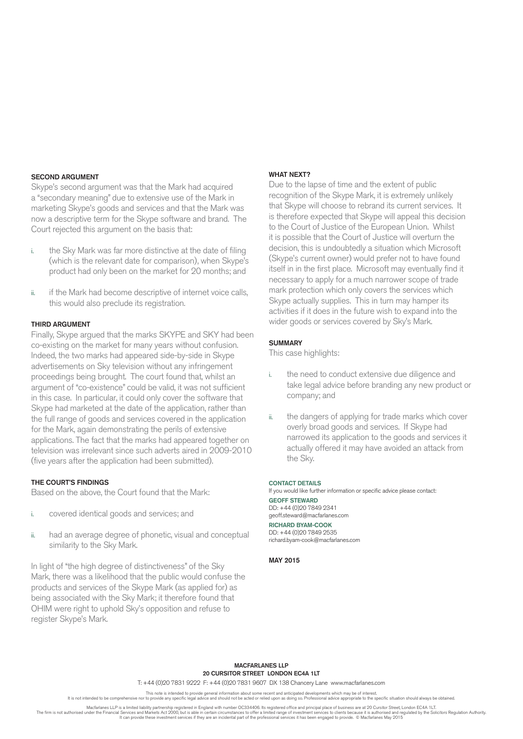#### SECOND ARGUMENT

Skype's second argument was that the Mark had acquired a "secondary meaning" due to extensive use of the Mark in marketing Skype's goods and services and that the Mark was now a descriptive term for the Skype software and brand. The Court rejected this argument on the basis that:

i. the Sky Mark was far more distinctive at the date of filing (which is the relevant date for comparison), when Skype's product had only been on the market for 20 months; and

ii. if the Mark had become descriptive of internet voice calls, this would also preclude its registration.

#### THIRD ARGUMENT

Finally, Skype argued that the marks SKYPE and SKY had been co-existing on the market for many years without confusion. Indeed, the two marks had appeared side-by-side in Skype advertisements on Sky television without any infringement proceedings being brought. The court found that, whilst an argument of "co-existence" could be valid, it was not sufficient in this case. In particular, it could only cover the software that Skype had marketed at the date of the application, rather than the full range of goods and services covered in the application for the Mark, again demonstrating the perils of extensive applications. The fact that the marks had appeared together on television was irrelevant since such adverts aired in 2009-2010 (five years after the application had been submitted).

#### THE COURT'S FINDINGS

Based on the above, the Court found that the Mark:

i. covered identical goods and services; and

ii. had an average degree of phonetic, visual and conceptual similarity to the Sky Mark.

In light of "the high degree of distinctiveness" of the Sky Mark, there was a likelihood that the public would confuse the products and services of the Skype Mark (as applied for) as being associated with the Sky Mark; it therefore found that OHIM were right to uphold Sky's opposition and refuse to register Skype's Mark.

#### WHAT NEXT?

Due to the lapse of time and the extent of public recognition of the Skype Mark, it is extremely unlikely that Skype will choose to rebrand its current services. It is therefore expected that Skype will appeal this decision to the Court of Justice of the European Union. Whilst it is possible that the Court of Justice will overturn the decision, this is undoubtedly a situation which Microsoft (Skype's current owner) would prefer not to have found itself in in the first place. Microsoft may eventually find it necessary to apply for a much narrower scope of trade mark protection which only covers the services which Skype actually supplies. This in turn may hamper its activities if it does in the future wish to expand into the wider goods or services covered by Sky's Mark.

#### SUMMARY

This case highlights:

i. the need to conduct extensive due diligence and take legal advice before branding any new product or company; and

ii. the dangers of applying for trade marks which cover overly broad goods and services. If Skype had narrowed its application to the goods and services it actually offered it may have avoided an attack from the Sky.

#### CONTACT DETAILS

If you would like further information or specific advice please contact:

**GEOFF STEWARD**
DD: +44 (0)20 7849 2341
geoff.steward@macfarlanes.com

**RICHARD BYAM-COOK**
DD: +44 (0)20 7849 2535
richard.byam-cook@macfarlanes.com

**MAY 2015**

**MACFARLANES LLP**
**20 CURSITOR STREET LONDON EC4A 1LT**

T: +44 (0)20 7831 9222 F: +44 (0)20 7831 9607 DX 138 Chancery Lane www.macfarlanes.com

This note is intended to provide general information about some recent and anticipated developments which may be of interest.
It is not intended to be comprehensive nor to provide any specific legal advice and should not be acted or relied upon as doing so. Professional advice appropriate to the specific situation should always be obtained.

Macfarlanes LLP is a limited liability partnership registered in England with number OC334406. Its registered office and principal place of business are at 20 Cursitor Street, London EC4A 1LT.
The firm is not authorised under the Financial Services and Markets Act 2000, but is able in certain circumstances to offer a limited range of investment services to clients because it is authorised and regulated by the Solicitors Regulation Authority.
It can provide these investment services if they are an incidental part of the professional services it has been engaged to provide. © Macfarlanes May 2015